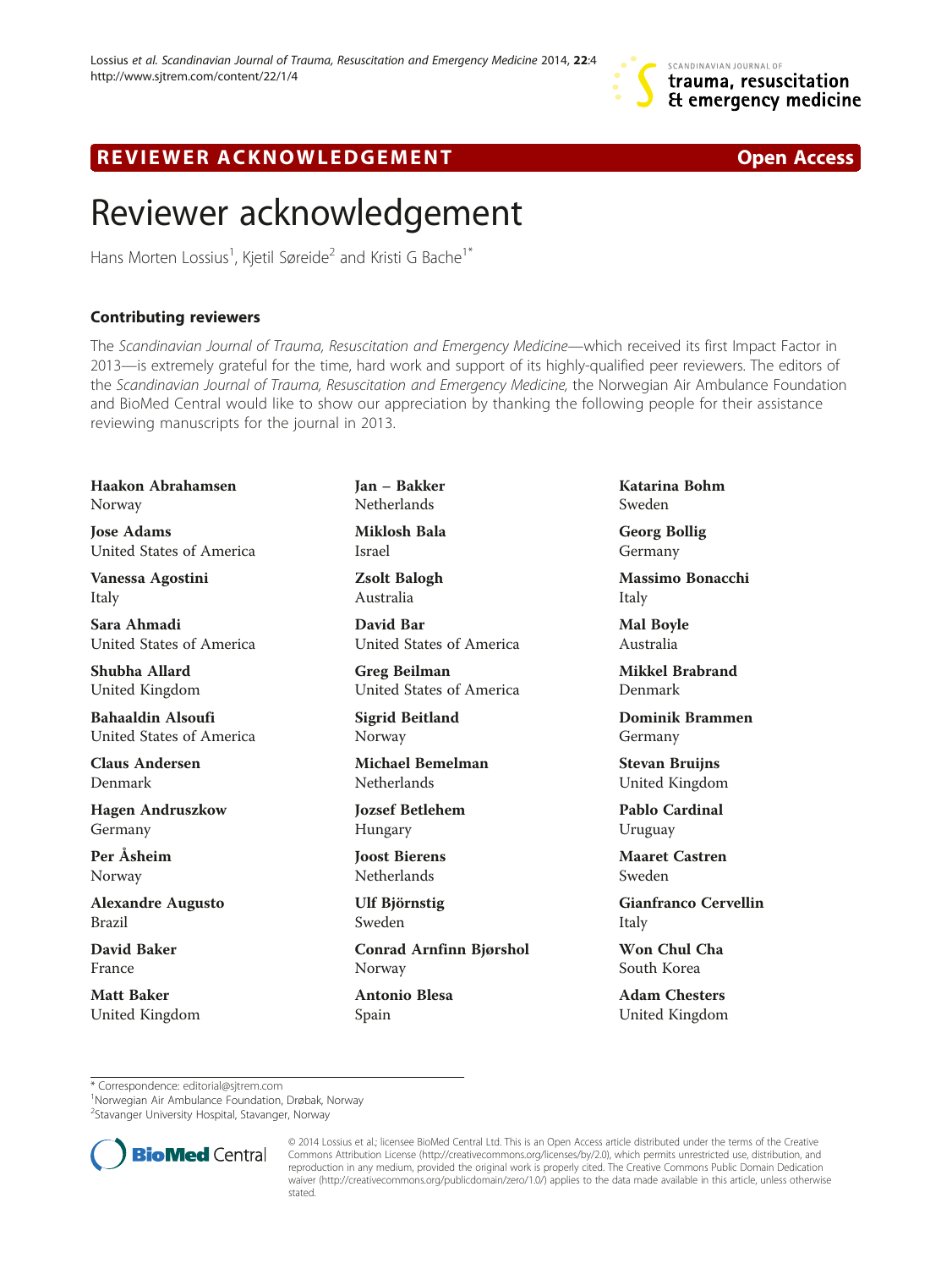# Reviewer acknowledgement

Hans Morten Lossius[1], Kjetil Søreide[2] and Kristi G Bache[1*]

## Contributing reviewers

The *Scandinavian Journal of Trauma, Resuscitation and Emergency Medicine*—which received its first Impact Factor in 2013—is extremely grateful for the time, hard work and support of its highly-qualified peer reviewers. The editors of the *Scandinavian Journal of Trauma, Resuscitation and Emergency Medicine*, the Norwegian Air Ambulance Foundation and BioMed Central would like to show our appreciation by thanking the following people for their assistance reviewing manuscripts for the journal in 2013.

**Haakon Abrahamsen**
Norway

**Jose Adams**
United States of America

**Vanessa Agostini**
Italy

**Sara Ahmadi**
United States of America

**Shubha Allard**
United Kingdom

**Bahaaldin Alsoufi**
United States of America

**Claus Andersen**
Denmark

**Hagen Andruszkow**
Germany

**Per Åsheim**
Norway

**Alexandre Augusto**
Brazil

**David Baker**
France

**Matt Baker**
United Kingdom

**Jan – Bakker**
Netherlands

**Miklosh Bala**
Israel

**Zsolt Balogh**
Australia

**David Bar**
United States of America

**Greg Beilman**
United States of America

**Sigrid Beitland**
Norway

**Michael Bemelman**
Netherlands

**Jozsef Betlehem**
Hungary

**Joost Bierens**
Netherlands

**Ulf Björnstig**
Sweden

**Conrad Arnfinn Bjørshol**
Norway

**Antonio Blesa**
Spain

**Katarina Bohm**
Sweden

**Georg Bollig**
Germany

**Massimo Bonacchi**
Italy

**Mal Boyle**
Australia

**Mikkel Brabrand**
Denmark

**Dominik Brammen**
Germany

**Stevan Bruijns**
United Kingdom

**Pablo Cardinal**
Uruguay

**Maaret Castren**
Sweden

**Gianfranco Cervellin**
Italy

**Won Chul Cha**
South Korea

**Adam Chesters**
United Kingdom

\* Correspondence: editorial@sjtrem.com
[1]Norwegian Air Ambulance Foundation, Drøbak, Norway
[2]Stavanger University Hospital, Stavanger, Norway

© 2014 Lossius et al.; licensee BioMed Central Ltd. This is an Open Access article distributed under the terms of the Creative Commons Attribution License (http://creativecommons.org/licenses/by/2.0), which permits unrestricted use, distribution, and reproduction in any medium, provided the original work is properly cited. The Creative Commons Public Domain Dedication waiver (http://creativecommons.org/publicdomain/zero/1.0/) applies to the data made available in this article, unless otherwise stated.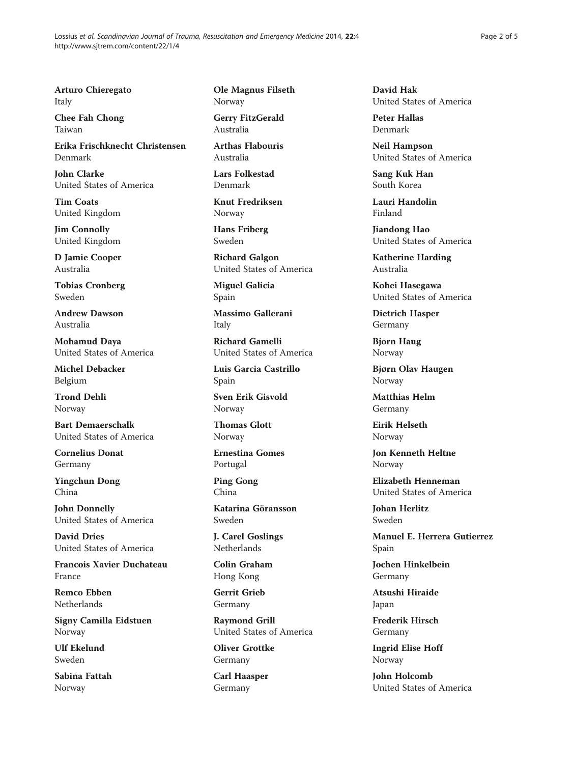**Arturo Chieregato**
Italy

**Chee Fah Chong**
Taiwan

**Erika Frischknecht Christensen**
Denmark

**John Clarke**
United States of America

**Tim Coats**
United Kingdom

**Jim Connolly**
United Kingdom

**D Jamie Cooper**
Australia

**Tobias Cronberg**
Sweden

**Andrew Dawson**
Australia

**Mohamud Daya**
United States of America

**Michel Debacker**
Belgium

**Trond Dehli**
Norway

**Bart Demaerschalk**
United States of America

**Cornelius Donat**
Germany

**Yingchun Dong**
China

**John Donnelly**
United States of America

**David Dries**
United States of America

**Francois Xavier Duchateau**
France

**Remco Ebben**
Netherlands

**Signy Camilla Eidstuen**
Norway

**Ulf Ekelund**
Sweden

**Sabina Fattah**
Norway

**Ole Magnus Filseth**
Norway

**Gerry FitzGerald**
Australia

**Arthas Flabouris**
Australia

**Lars Folkestad**
Denmark

**Knut Fredriksen**
Norway

**Hans Friberg**
Sweden

**Richard Galgon**
United States of America

**Miguel Galicia**
Spain

**Massimo Gallerani**
Italy

**Richard Gamelli**
United States of America

**Luis Garcia Castrillo**
Spain

**Sven Erik Gisvold**
Norway

**Thomas Glott**
Norway

**Ernestina Gomes**
Portugal

**Ping Gong**
China

**Katarina Göransson**
Sweden

**J. Carel Goslings**
Netherlands

**Colin Graham**
Hong Kong

**Gerrit Grieb**
Germany

**Raymond Grill**
United States of America

**Oliver Grottke**
Germany

**Carl Haasper**
Germany

**David Hak**
United States of America

**Peter Hallas**
Denmark

**Neil Hampson**
United States of America

**Sang Kuk Han**
South Korea

**Lauri Handolin**
Finland

**Jiandong Hao**
United States of America

**Katherine Harding**
Australia

**Kohei Hasegawa**
United States of America

**Dietrich Hasper**
Germany

**Bjorn Haug**
Norway

**Bjørn Olav Haugen**
Norway

**Matthias Helm**
Germany

**Eirik Helseth**
Norway

**Jon Kenneth Heltne**
Norway

**Elizabeth Henneman**
United States of America

**Johan Herlitz**
Sweden

**Manuel E. Herrera Gutierrez**
Spain

**Jochen Hinkelbein**
Germany

**Atsushi Hiraide**
Japan

**Frederik Hirsch**
Germany

**Ingrid Elise Hoff**
Norway

**John Holcomb**
United States of America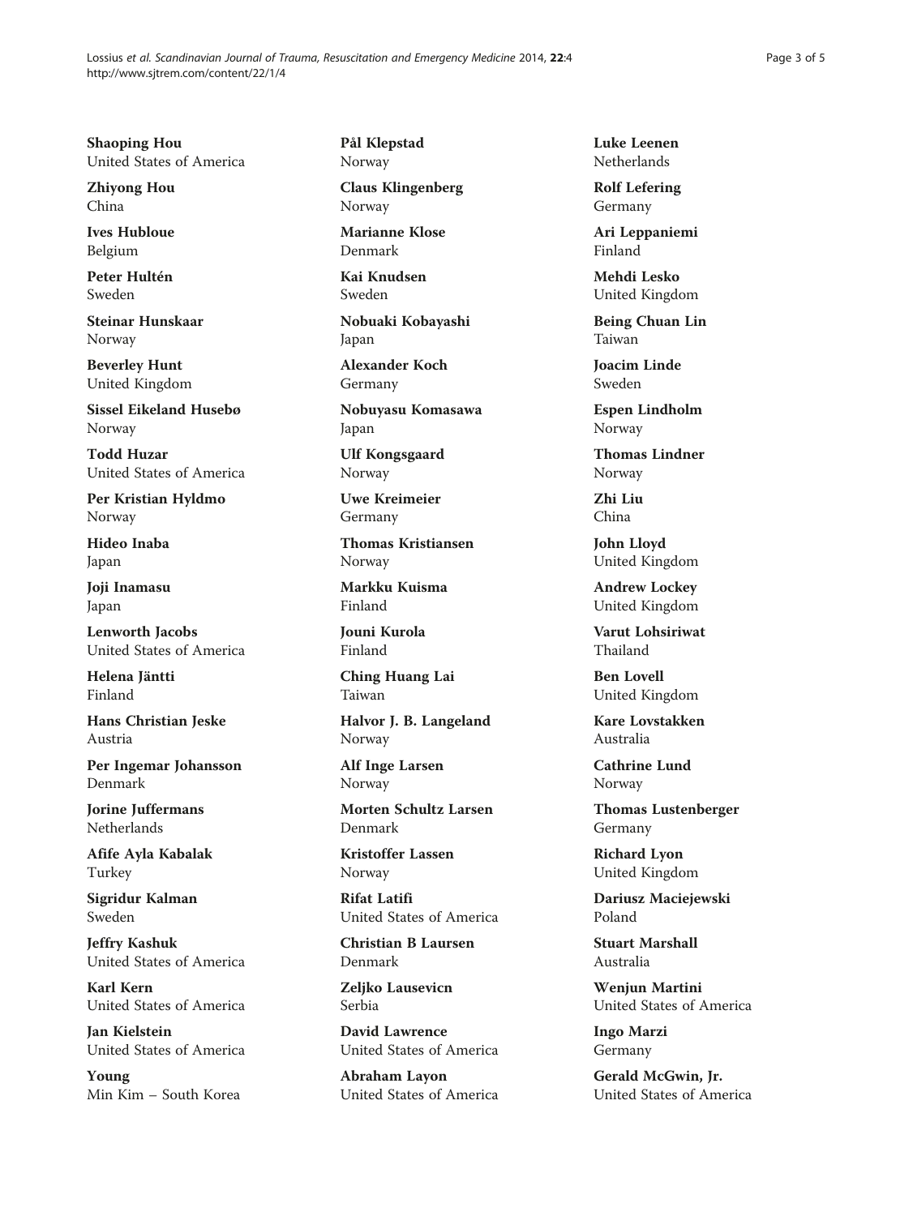**Shaoping Hou**
United States of America

**Zhiyong Hou**
China

**Ives Hubloue**
Belgium

**Peter Hultén**
Sweden

**Steinar Hunskaar**
Norway

**Beverley Hunt**
United Kingdom

**Sissel Eikeland Husebø**
Norway

**Todd Huzar**
United States of America

**Per Kristian Hyldmo**
Norway

**Hideo Inaba**
Japan

**Joji Inamasu**
Japan

**Lenworth Jacobs**
United States of America

**Helena Jäntti**
Finland

**Hans Christian Jeske**
Austria

**Per Ingemar Johansson**
Denmark

**Jorine Juffermans**
Netherlands

**Afife Ayla Kabalak**
Turkey

**Sigridur Kalman**
Sweden

**Jeffry Kashuk**
United States of America

**Karl Kern**
United States of America

**Jan Kielstein**
United States of America

**Young**
Min Kim – South Korea

**Pål Klepstad**
Norway

**Claus Klingenberg**
Norway

**Marianne Klose**
Denmark

**Kai Knudsen**
Sweden

**Nobuaki Kobayashi**
Japan

**Alexander Koch**
Germany

**Nobuyasu Komasawa**
Japan

**Ulf Kongsgaard**
Norway

**Uwe Kreimeier**
Germany

**Thomas Kristiansen**
Norway

**Markku Kuisma**
Finland

**Jouni Kurola**
Finland

**Ching Huang Lai**
Taiwan

**Halvor J. B. Langeland**
Norway

**Alf Inge Larsen**
Norway

**Morten Schultz Larsen**
Denmark

**Kristoffer Lassen**
Norway

**Rifat Latifi**
United States of America

**Christian B Laursen**
Denmark

**Zeljko Lausevicn**
Serbia

**David Lawrence**
United States of America

**Abraham Layon**
United States of America

**Luke Leenen**
Netherlands

**Rolf Lefering**
Germany

**Ari Leppaniemi**
Finland

**Mehdi Lesko**
United Kingdom

**Being Chuan Lin**
Taiwan

**Joacim Linde**
Sweden

**Espen Lindholm**
Norway

**Thomas Lindner**
Norway

**Zhi Liu**
China

**John Lloyd**
United Kingdom

**Andrew Lockey**
United Kingdom

**Varut Lohsiriwat**
Thailand

**Ben Lovell**
United Kingdom

**Kare Lovstakken**
Australia

**Cathrine Lund**
Norway

**Thomas Lustenberger**
Germany

**Richard Lyon**
United Kingdom

**Dariusz Maciejewski**
Poland

**Stuart Marshall**
Australia

**Wenjun Martini**
United States of America

**Ingo Marzi**
Germany

**Gerald McGwin, Jr.**
United States of America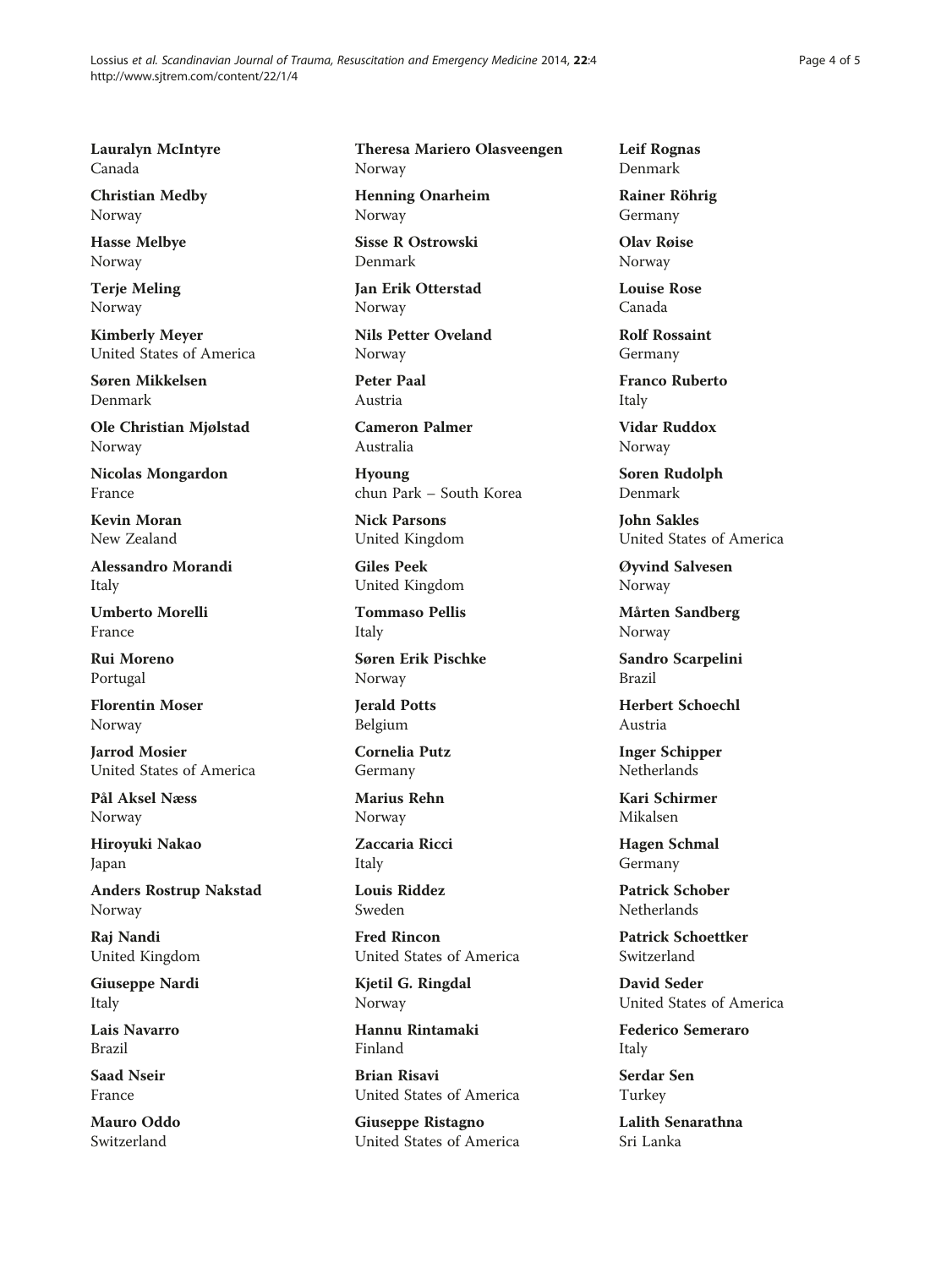**Lauralyn McIntyre**
Canada

**Christian Medby**
Norway

**Hasse Melbye**
Norway

**Terje Meling**
Norway

**Kimberly Meyer**
United States of America

**Søren Mikkelsen**
Denmark

**Ole Christian Mjølstad**
Norway

**Nicolas Mongardon**
France

**Kevin Moran**
New Zealand

**Alessandro Morandi**
Italy

**Umberto Morelli**
France

**Rui Moreno**
Portugal

**Florentin Moser**
Norway

**Jarrod Mosier**
United States of America

**Pål Aksel Næss**
Norway

**Hiroyuki Nakao**
Japan

**Anders Rostrup Nakstad**
Norway

**Raj Nandi**
United Kingdom

**Giuseppe Nardi**
Italy

**Lais Navarro**
Brazil

**Saad Nseir**
France

**Mauro Oddo**
Switzerland

**Theresa Mariero Olasveengen**
Norway

**Henning Onarheim**
Norway

**Sisse R Ostrowski**
Denmark

**Jan Erik Otterstad**
Norway

**Nils Petter Oveland**
Norway

**Peter Paal**
Austria

**Cameron Palmer**
Australia

**Hyoung**
chun Park – South Korea

**Nick Parsons**
United Kingdom

**Giles Peek**
United Kingdom

**Tommaso Pellis**
Italy

**Søren Erik Pischke**
Norway

**Jerald Potts**
Belgium

**Cornelia Putz**
Germany

**Marius Rehn**
Norway

**Zaccaria Ricci**
Italy

**Louis Riddez**
Sweden

**Fred Rincon**
United States of America

**Kjetil G. Ringdal**
Norway

**Hannu Rintamaki**
Finland

**Brian Risavi**
United States of America

**Giuseppe Ristagno**
United States of America

**Leif Rognas**
Denmark

**Rainer Röhrig**
Germany

**Olav Røise**
Norway

**Louise Rose**
Canada

**Rolf Rossaint**
Germany

**Franco Ruberto**
Italy

**Vidar Ruddox**
Norway

**Soren Rudolph**
Denmark

**John Sakles**
United States of America

**Øyvind Salvesen**
Norway

**Mårten Sandberg**
Norway

**Sandro Scarpelini**
Brazil

**Herbert Schoechl**
Austria

**Inger Schipper**
Netherlands

**Kari Schirmer**
Mikalsen

**Hagen Schmal**
Germany

**Patrick Schober**
Netherlands

**Patrick Schoettker**
Switzerland

**David Seder**
United States of America

**Federico Semeraro**
Italy

**Serdar Sen**
Turkey

**Lalith Senarathna**
Sri Lanka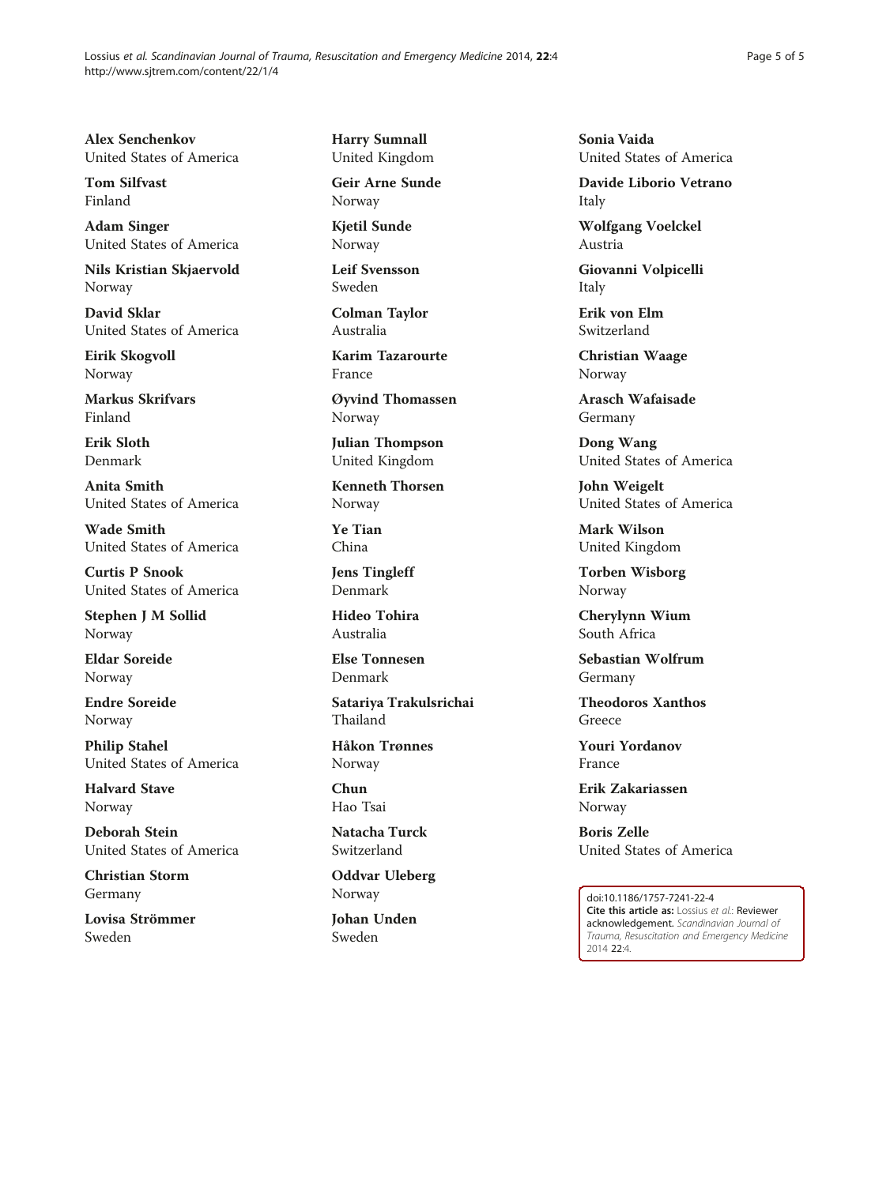**Alex Senchenkov**
United States of America

**Tom Silfvast**
Finland

**Adam Singer**
United States of America

**Nils Kristian Skjaervold**
Norway

**David Sklar**
United States of America

**Eirik Skogvoll**
Norway

**Markus Skrifvars**
Finland

**Erik Sloth**
Denmark

**Anita Smith**
United States of America

**Wade Smith**
United States of America

**Curtis P Snook**
United States of America

**Stephen J M Sollid**
Norway

**Eldar Soreide**
Norway

**Endre Soreide**
Norway

**Philip Stahel**
United States of America

**Halvard Stave**
Norway

**Deborah Stein**
United States of America

**Christian Storm**
Germany

**Lovisa Strömmer**
Sweden

**Harry Sumnall**
United Kingdom

**Geir Arne Sunde**
Norway

**Kjetil Sunde**
Norway

**Leif Svensson**
Sweden

**Colman Taylor**
Australia

**Karim Tazarourte**
France

**Øyvind Thomassen**
Norway

**Julian Thompson**
United Kingdom

**Kenneth Thorsen**
Norway

**Ye Tian**
China

**Jens Tingleff**
Denmark

**Hideo Tohira**
Australia

**Else Tonnesen**
Denmark

**Satariya Trakulsrichai**
Thailand

**Håkon Trønnes**
Norway

**Chun**
Hao Tsai

**Natacha Turck**
Switzerland

**Oddvar Uleberg**
Norway

**Johan Unden**
Sweden

**Sonia Vaida**
United States of America

**Davide Liborio Vetrano**
Italy

**Wolfgang Voelckel**
Austria

**Giovanni Volpicelli**
Italy

**Erik von Elm**
Switzerland

**Christian Waage**
Norway

**Arasch Wafaisade**
Germany

**Dong Wang**
United States of America

**John Weigelt**
United States of America

**Mark Wilson**
United Kingdom

**Torben Wisborg**
Norway

**Cherylynn Wium**
South Africa

**Sebastian Wolfrum**
Germany

**Theodoros Xanthos**
Greece

**Youri Yordanov**
France

**Erik Zakariassen**
Norway

**Boris Zelle**
United States of America

doi:10.1186/1757-7241-22-4
**Cite this article as:** Lossius *et al.*: Reviewer acknowledgement. *Scandinavian Journal of Trauma, Resuscitation and Emergency Medicine* 2014 **22**:4.